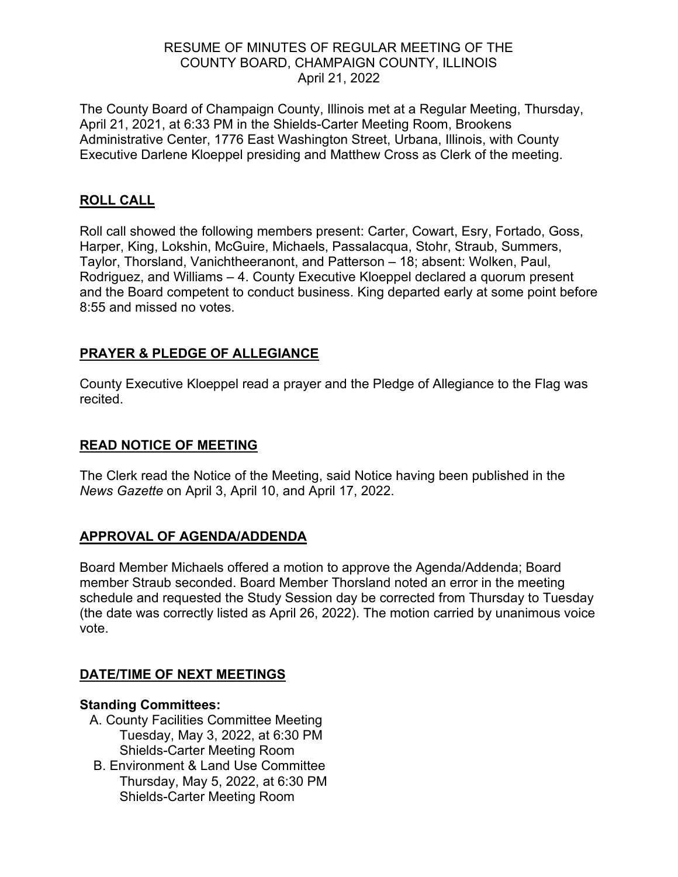RESUME OF MINUTES OF REGULAR MEETING OF THE
COUNTY BOARD, CHAMPAIGN COUNTY, ILLINOIS
April 21, 2022

The County Board of Champaign County, Illinois met at a Regular Meeting, Thursday, April 21, 2021, at 6:33 PM in the Shields-Carter Meeting Room, Brookens Administrative Center, 1776 East Washington Street, Urbana, Illinois, with County Executive Darlene Kloeppel presiding and Matthew Cross as Clerk of the meeting.

## ROLL CALL

Roll call showed the following members present: Carter, Cowart, Esry, Fortado, Goss, Harper, King, Lokshin, McGuire, Michaels, Passalacqua, Stohr, Straub, Summers, Taylor, Thorsland, Vanichtheeranont, and Patterson – 18; absent: Wolken, Paul, Rodriguez, and Williams – 4. County Executive Kloeppel declared a quorum present and the Board competent to conduct business. King departed early at some point before 8:55 and missed no votes.

## PRAYER & PLEDGE OF ALLEGIANCE

County Executive Kloeppel read a prayer and the Pledge of Allegiance to the Flag was recited.

## READ NOTICE OF MEETING

The Clerk read the Notice of the Meeting, said Notice having been published in the *News Gazette* on April 3, April 10, and April 17, 2022.

## APPROVAL OF AGENDA/ADDENDA

Board Member Michaels offered a motion to approve the Agenda/Addenda; Board member Straub seconded. Board Member Thorsland noted an error in the meeting schedule and requested the Study Session day be corrected from Thursday to Tuesday (the date was correctly listed as April 26, 2022). The motion carried by unanimous voice vote.

## DATE/TIME OF NEXT MEETINGS

**Standing Committees:**

A. County Facilities Committee Meeting
   Tuesday, May 3, 2022, at 6:30 PM
   Shields-Carter Meeting Room

B. Environment & Land Use Committee
   Thursday, May 5, 2022, at 6:30 PM
   Shields-Carter Meeting Room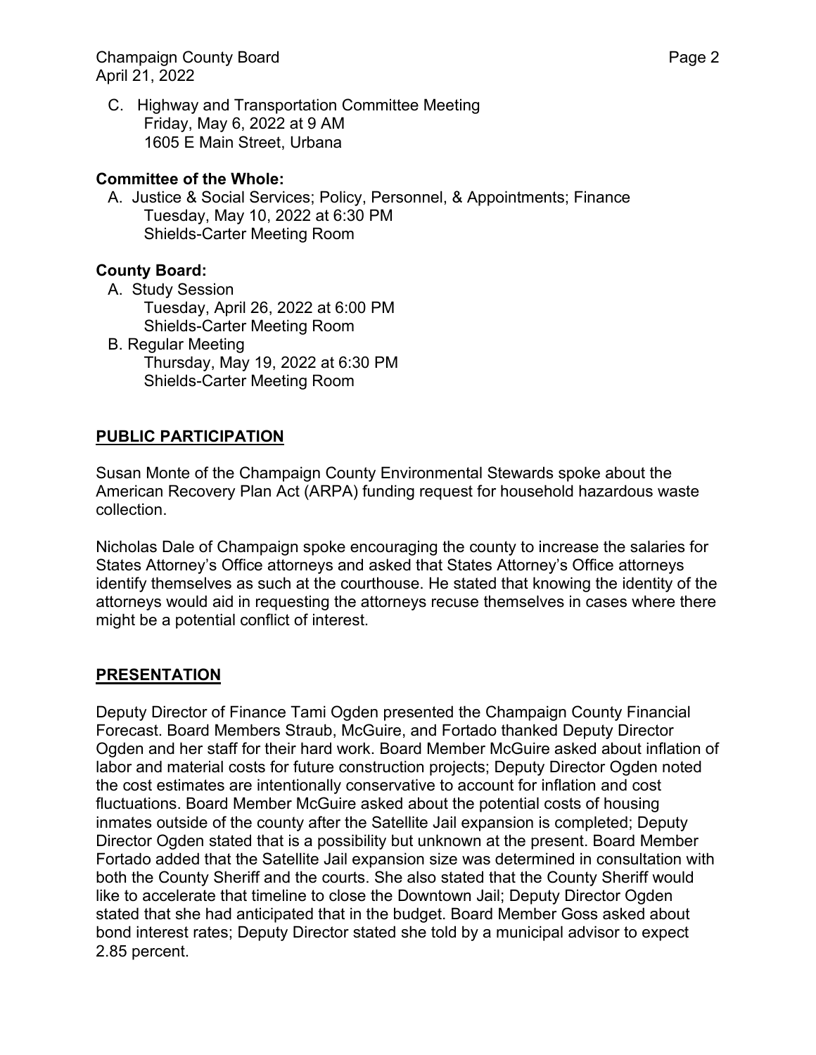C. Highway and Transportation Committee Meeting
Friday, May 6, 2022 at 9 AM
1605 E Main Street, Urbana

**Committee of the Whole:**

A. Justice & Social Services; Policy, Personnel, & Appointments; Finance
Tuesday, May 10, 2022 at 6:30 PM
Shields-Carter Meeting Room

**County Board:**

A. Study Session
Tuesday, April 26, 2022 at 6:00 PM
Shields-Carter Meeting Room

B. Regular Meeting
Thursday, May 19, 2022 at 6:30 PM
Shields-Carter Meeting Room

## PUBLIC PARTICIPATION

Susan Monte of the Champaign County Environmental Stewards spoke about the American Recovery Plan Act (ARPA) funding request for household hazardous waste collection.

Nicholas Dale of Champaign spoke encouraging the county to increase the salaries for States Attorney's Office attorneys and asked that States Attorney's Office attorneys identify themselves as such at the courthouse. He stated that knowing the identity of the attorneys would aid in requesting the attorneys recuse themselves in cases where there might be a potential conflict of interest.

## PRESENTATION

Deputy Director of Finance Tami Ogden presented the Champaign County Financial Forecast. Board Members Straub, McGuire, and Fortado thanked Deputy Director Ogden and her staff for their hard work. Board Member McGuire asked about inflation of labor and material costs for future construction projects; Deputy Director Ogden noted the cost estimates are intentionally conservative to account for inflation and cost fluctuations. Board Member McGuire asked about the potential costs of housing inmates outside of the county after the Satellite Jail expansion is completed; Deputy Director Ogden stated that is a possibility but unknown at the present. Board Member Fortado added that the Satellite Jail expansion size was determined in consultation with both the County Sheriff and the courts. She also stated that the County Sheriff would like to accelerate that timeline to close the Downtown Jail; Deputy Director Ogden stated that she had anticipated that in the budget. Board Member Goss asked about bond interest rates; Deputy Director stated she told by a municipal advisor to expect 2.85 percent.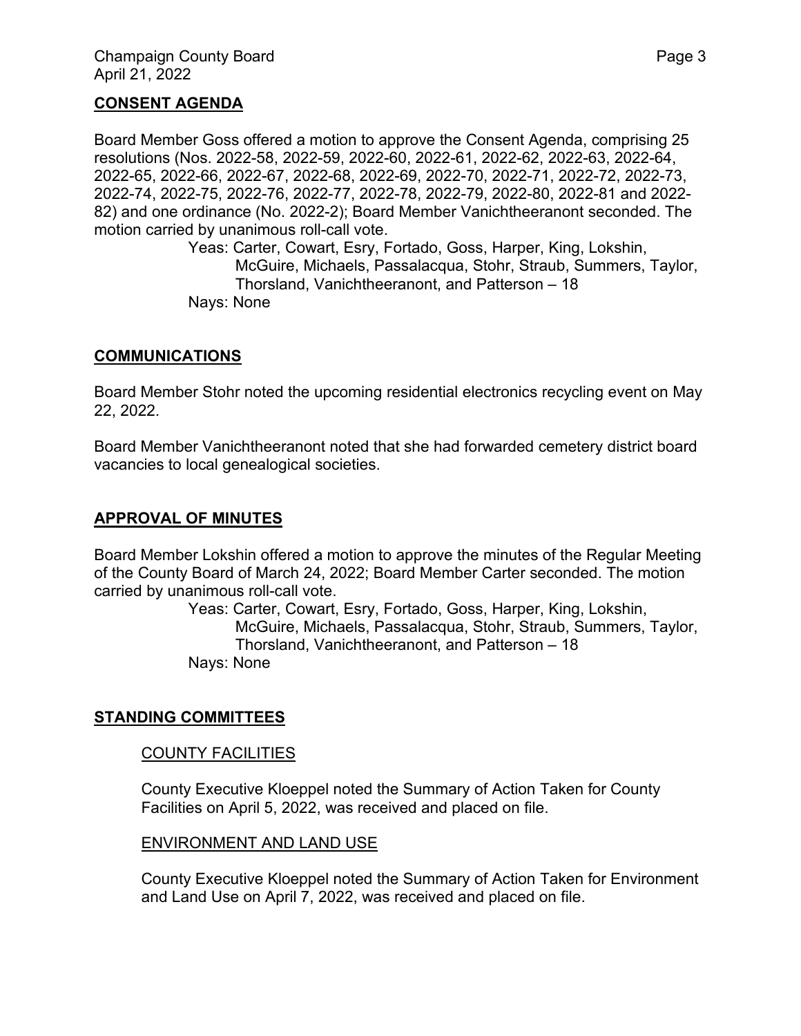## CONSENT AGENDA

Board Member Goss offered a motion to approve the Consent Agenda, comprising 25 resolutions (Nos. 2022-58, 2022-59, 2022-60, 2022-61, 2022-62, 2022-63, 2022-64, 2022-65, 2022-66, 2022-67, 2022-68, 2022-69, 2022-70, 2022-71, 2022-72, 2022-73, 2022-74, 2022-75, 2022-76, 2022-77, 2022-78, 2022-79, 2022-80, 2022-81 and 2022-82) and one ordinance (No. 2022-2); Board Member Vanichtheeranont seconded. The motion carried by unanimous roll-call vote.

> Yeas: Carter, Cowart, Esry, Fortado, Goss, Harper, King, Lokshin, McGuire, Michaels, Passalacqua, Stohr, Straub, Summers, Taylor, Thorsland, Vanichtheeranont, and Patterson – 18
>
> Nays: None

## COMMUNICATIONS

Board Member Stohr noted the upcoming residential electronics recycling event on May 22, 2022.

Board Member Vanichtheeranont noted that she had forwarded cemetery district board vacancies to local genealogical societies.

## APPROVAL OF MINUTES

Board Member Lokshin offered a motion to approve the minutes of the Regular Meeting of the County Board of March 24, 2022; Board Member Carter seconded. The motion carried by unanimous roll-call vote.

> Yeas: Carter, Cowart, Esry, Fortado, Goss, Harper, King, Lokshin, McGuire, Michaels, Passalacqua, Stohr, Straub, Summers, Taylor, Thorsland, Vanichtheeranont, and Patterson – 18
>
> Nays: None

## STANDING COMMITTEES

### COUNTY FACILITIES

County Executive Kloeppel noted the Summary of Action Taken for County Facilities on April 5, 2022, was received and placed on file.

### ENVIRONMENT AND LAND USE

County Executive Kloeppel noted the Summary of Action Taken for Environment and Land Use on April 7, 2022, was received and placed on file.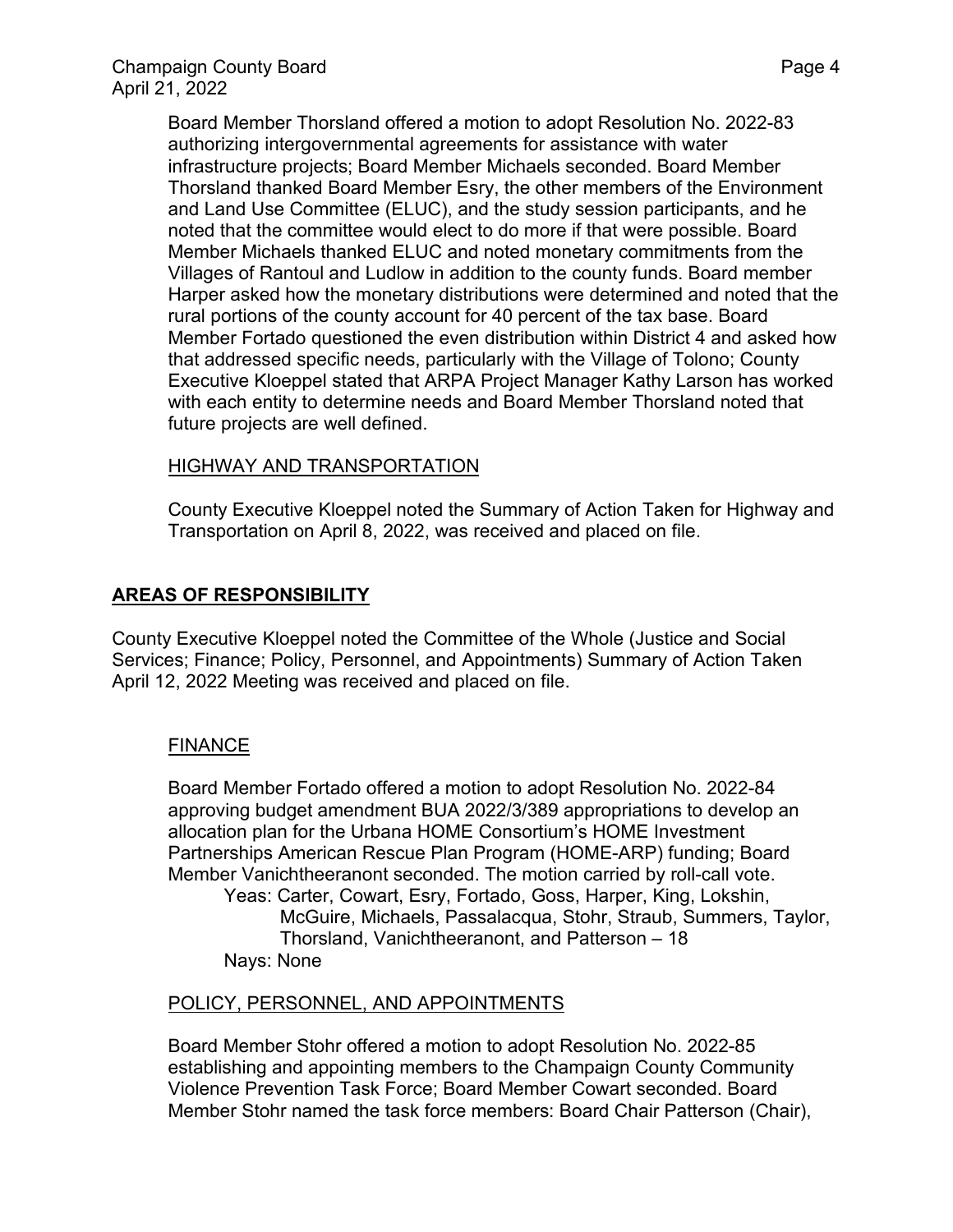Board Member Thorsland offered a motion to adopt Resolution No. 2022-83 authorizing intergovernmental agreements for assistance with water infrastructure projects; Board Member Michaels seconded. Board Member Thorsland thanked Board Member Esry, the other members of the Environment and Land Use Committee (ELUC), and the study session participants, and he noted that the committee would elect to do more if that were possible. Board Member Michaels thanked ELUC and noted monetary commitments from the Villages of Rantoul and Ludlow in addition to the county funds. Board member Harper asked how the monetary distributions were determined and noted that the rural portions of the county account for 40 percent of the tax base. Board Member Fortado questioned the even distribution within District 4 and asked how that addressed specific needs, particularly with the Village of Tolono; County Executive Kloeppel stated that ARPA Project Manager Kathy Larson has worked with each entity to determine needs and Board Member Thorsland noted that future projects are well defined.

### HIGHWAY AND TRANSPORTATION

County Executive Kloeppel noted the Summary of Action Taken for Highway and Transportation on April 8, 2022, was received and placed on file.

## AREAS OF RESPONSIBILITY

County Executive Kloeppel noted the Committee of the Whole (Justice and Social Services; Finance; Policy, Personnel, and Appointments) Summary of Action Taken April 12, 2022 Meeting was received and placed on file.

### FINANCE

Board Member Fortado offered a motion to adopt Resolution No. 2022-84 approving budget amendment BUA 2022/3/389 appropriations to develop an allocation plan for the Urbana HOME Consortium's HOME Investment Partnerships American Rescue Plan Program (HOME-ARP) funding; Board Member Vanichtheeranont seconded. The motion carried by roll-call vote.

Yeas: Carter, Cowart, Esry, Fortado, Goss, Harper, King, Lokshin, McGuire, Michaels, Passalacqua, Stohr, Straub, Summers, Taylor, Thorsland, Vanichtheeranont, and Patterson – 18

Nays: None

### POLICY, PERSONNEL, AND APPOINTMENTS

Board Member Stohr offered a motion to adopt Resolution No. 2022-85 establishing and appointing members to the Champaign County Community Violence Prevention Task Force; Board Member Cowart seconded. Board Member Stohr named the task force members: Board Chair Patterson (Chair),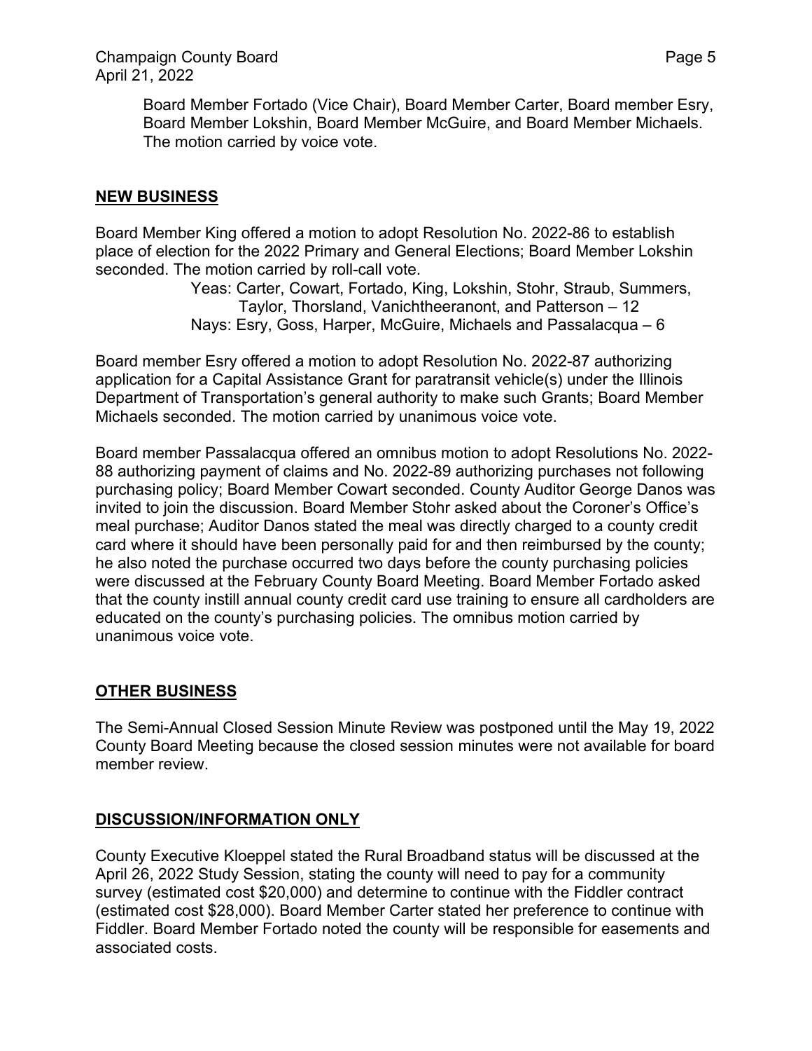Board Member Fortado (Vice Chair), Board Member Carter, Board member Esry, Board Member Lokshin, Board Member McGuire, and Board Member Michaels. The motion carried by voice vote.

## NEW BUSINESS

Board Member King offered a motion to adopt Resolution No. 2022-86 to establish place of election for the 2022 Primary and General Elections; Board Member Lokshin seconded. The motion carried by roll-call vote.

Yeas: Carter, Cowart, Fortado, King, Lokshin, Stohr, Straub, Summers, Taylor, Thorsland, Vanichtheeranont, and Patterson – 12
Nays: Esry, Goss, Harper, McGuire, Michaels and Passalacqua – 6

Board member Esry offered a motion to adopt Resolution No. 2022-87 authorizing application for a Capital Assistance Grant for paratransit vehicle(s) under the Illinois Department of Transportation's general authority to make such Grants; Board Member Michaels seconded. The motion carried by unanimous voice vote.

Board member Passalacqua offered an omnibus motion to adopt Resolutions No. 2022-88 authorizing payment of claims and No. 2022-89 authorizing purchases not following purchasing policy; Board Member Cowart seconded. County Auditor George Danos was invited to join the discussion. Board Member Stohr asked about the Coroner's Office's meal purchase; Auditor Danos stated the meal was directly charged to a county credit card where it should have been personally paid for and then reimbursed by the county; he also noted the purchase occurred two days before the county purchasing policies were discussed at the February County Board Meeting. Board Member Fortado asked that the county instill annual county credit card use training to ensure all cardholders are educated on the county's purchasing policies. The omnibus motion carried by unanimous voice vote.

## OTHER BUSINESS

The Semi-Annual Closed Session Minute Review was postponed until the May 19, 2022 County Board Meeting because the closed session minutes were not available for board member review.

## DISCUSSION/INFORMATION ONLY

County Executive Kloeppel stated the Rural Broadband status will be discussed at the April 26, 2022 Study Session, stating the county will need to pay for a community survey (estimated cost $20,000) and determine to continue with the Fiddler contract (estimated cost $28,000). Board Member Carter stated her preference to continue with Fiddler. Board Member Fortado noted the county will be responsible for easements and associated costs.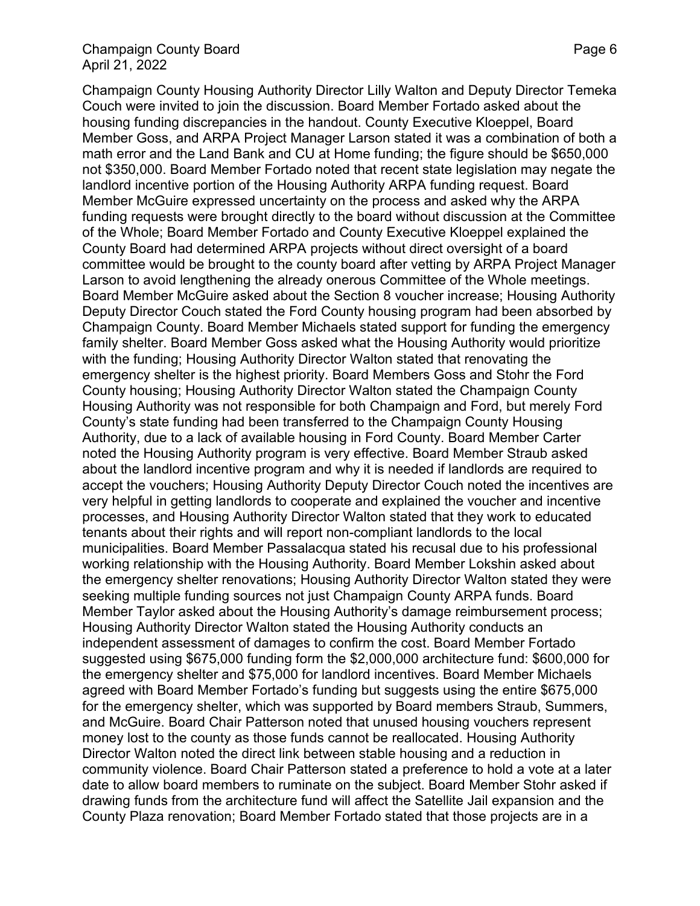Champaign County Housing Authority Director Lilly Walton and Deputy Director Temeka Couch were invited to join the discussion. Board Member Fortado asked about the housing funding discrepancies in the handout. County Executive Kloeppel, Board Member Goss, and ARPA Project Manager Larson stated it was a combination of both a math error and the Land Bank and CU at Home funding; the figure should be $650,000 not $350,000. Board Member Fortado noted that recent state legislation may negate the landlord incentive portion of the Housing Authority ARPA funding request. Board Member McGuire expressed uncertainty on the process and asked why the ARPA funding requests were brought directly to the board without discussion at the Committee of the Whole; Board Member Fortado and County Executive Kloeppel explained the County Board had determined ARPA projects without direct oversight of a board committee would be brought to the county board after vetting by ARPA Project Manager Larson to avoid lengthening the already onerous Committee of the Whole meetings. Board Member McGuire asked about the Section 8 voucher increase; Housing Authority Deputy Director Couch stated the Ford County housing program had been absorbed by Champaign County. Board Member Michaels stated support for funding the emergency family shelter. Board Member Goss asked what the Housing Authority would prioritize with the funding; Housing Authority Director Walton stated that renovating the emergency shelter is the highest priority. Board Members Goss and Stohr the Ford County housing; Housing Authority Director Walton stated the Champaign County Housing Authority was not responsible for both Champaign and Ford, but merely Ford County's state funding had been transferred to the Champaign County Housing Authority, due to a lack of available housing in Ford County. Board Member Carter noted the Housing Authority program is very effective. Board Member Straub asked about the landlord incentive program and why it is needed if landlords are required to accept the vouchers; Housing Authority Deputy Director Couch noted the incentives are very helpful in getting landlords to cooperate and explained the voucher and incentive processes, and Housing Authority Director Walton stated that they work to educated tenants about their rights and will report non-compliant landlords to the local municipalities. Board Member Passalacqua stated his recusal due to his professional working relationship with the Housing Authority. Board Member Lokshin asked about the emergency shelter renovations; Housing Authority Director Walton stated they were seeking multiple funding sources not just Champaign County ARPA funds. Board Member Taylor asked about the Housing Authority's damage reimbursement process; Housing Authority Director Walton stated the Housing Authority conducts an independent assessment of damages to confirm the cost. Board Member Fortado suggested using $675,000 funding form the $2,000,000 architecture fund: $600,000 for the emergency shelter and $75,000 for landlord incentives. Board Member Michaels agreed with Board Member Fortado's funding but suggests using the entire $675,000 for the emergency shelter, which was supported by Board members Straub, Summers, and McGuire. Board Chair Patterson noted that unused housing vouchers represent money lost to the county as those funds cannot be reallocated. Housing Authority Director Walton noted the direct link between stable housing and a reduction in community violence. Board Chair Patterson stated a preference to hold a vote at a later date to allow board members to ruminate on the subject. Board Member Stohr asked if drawing funds from the architecture fund will affect the Satellite Jail expansion and the County Plaza renovation; Board Member Fortado stated that those projects are in a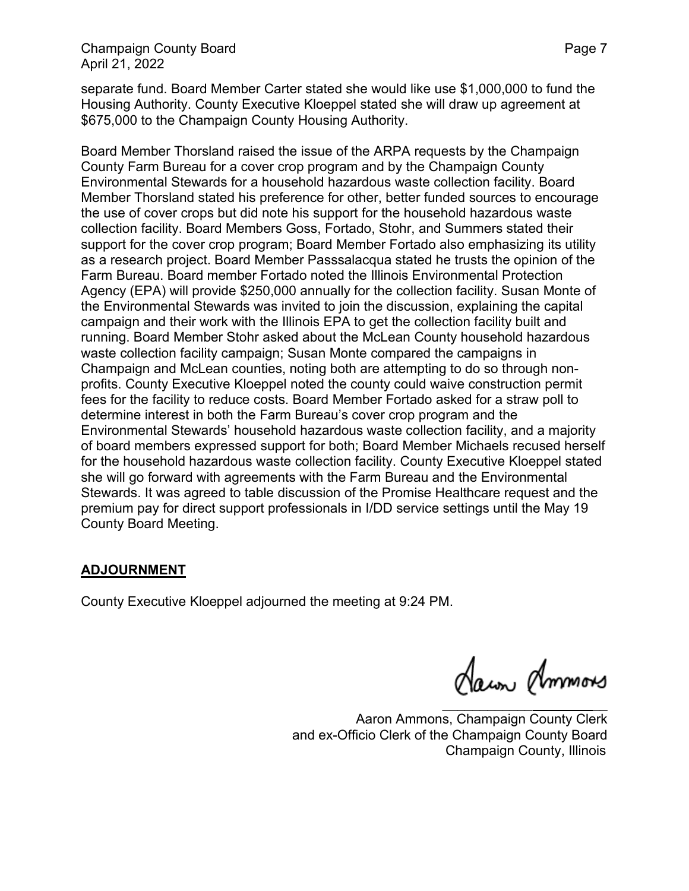separate fund. Board Member Carter stated she would like use $1,000,000 to fund the Housing Authority. County Executive Kloeppel stated she will draw up agreement at $675,000 to the Champaign County Housing Authority.

Board Member Thorsland raised the issue of the ARPA requests by the Champaign County Farm Bureau for a cover crop program and by the Champaign County Environmental Stewards for a household hazardous waste collection facility. Board Member Thorsland stated his preference for other, better funded sources to encourage the use of cover crops but did note his support for the household hazardous waste collection facility. Board Members Goss, Fortado, Stohr, and Summers stated their support for the cover crop program; Board Member Fortado also emphasizing its utility as a research project. Board Member Passsalacqua stated he trusts the opinion of the Farm Bureau. Board member Fortado noted the Illinois Environmental Protection Agency (EPA) will provide $250,000 annually for the collection facility. Susan Monte of the Environmental Stewards was invited to join the discussion, explaining the capital campaign and their work with the Illinois EPA to get the collection facility built and running. Board Member Stohr asked about the McLean County household hazardous waste collection facility campaign; Susan Monte compared the campaigns in Champaign and McLean counties, noting both are attempting to do so through non-profits. County Executive Kloeppel noted the county could waive construction permit fees for the facility to reduce costs. Board Member Fortado asked for a straw poll to determine interest in both the Farm Bureau's cover crop program and the Environmental Stewards' household hazardous waste collection facility, and a majority of board members expressed support for both; Board Member Michaels recused herself for the household hazardous waste collection facility. County Executive Kloeppel stated she will go forward with agreements with the Farm Bureau and the Environmental Stewards. It was agreed to table discussion of the Promise Healthcare request and the premium pay for direct support professionals in I/DD service settings until the May 19 County Board Meeting.

## ADJOURNMENT

County Executive Kloeppel adjourned the meeting at 9:24 PM.

Aaron Ammons, Champaign County Clerk
and ex-Officio Clerk of the Champaign County Board
Champaign County, Illinois